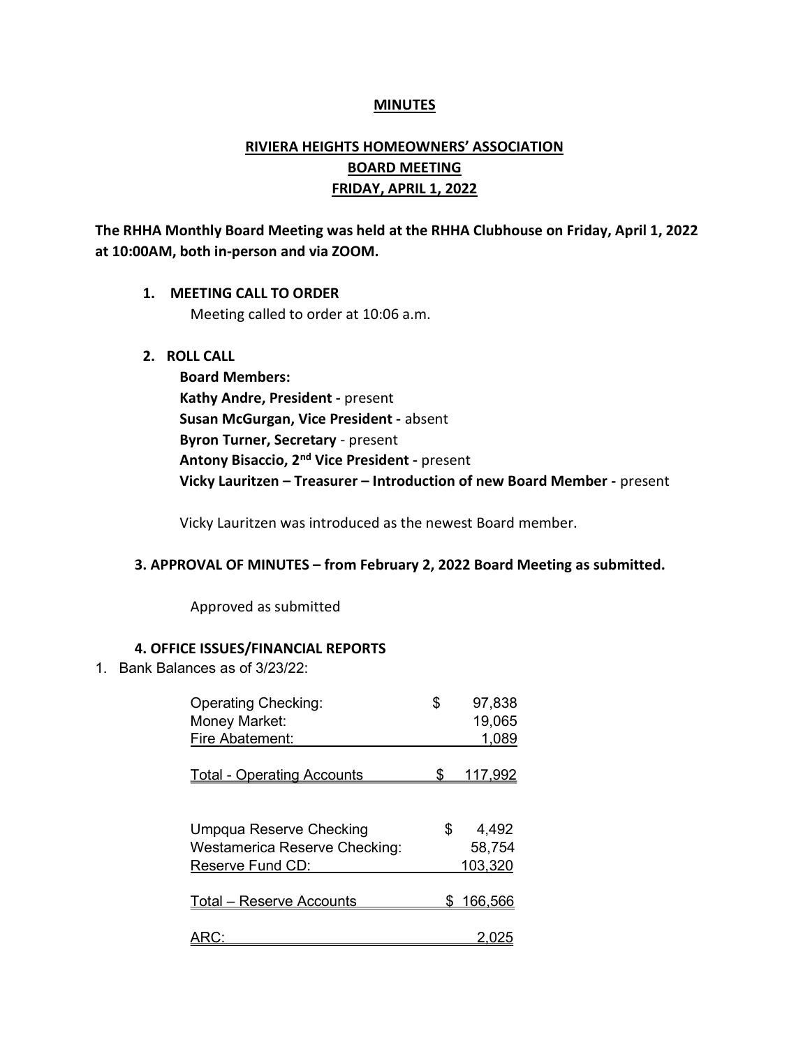**MINUTES**

**RIVIERA HEIGHTS HOMEOWNERS' ASSOCIATION**
**BOARD MEETING**
**FRIDAY, APRIL 1, 2022**

**The RHHA Monthly Board Meeting was held at the RHHA Clubhouse on Friday, April 1, 2022 at 10:00AM, both in-person and via ZOOM.**

**1. MEETING CALL TO ORDER**

Meeting called to order at 10:06 a.m.

**2. ROLL CALL**

**Board Members:**
**Kathy Andre, President -** present
**Susan McGurgan, Vice President -** absent
**Byron Turner, Secretary** - present
**Antony Bisaccio, 2nd Vice President -** present
**Vicky Lauritzen – Treasurer – Introduction of new Board Member -** present

Vicky Lauritzen was introduced as the newest Board member.

**3. APPROVAL OF MINUTES – from February 2, 2022 Board Meeting as submitted.**

Approved as submitted

**4. OFFICE ISSUES/FINANCIAL REPORTS**

1. Bank Balances as of 3/23/22:

| | |
|---|---|
| Operating Checking: | $ 97,838 |
| Money Market: | 19,065 |
| Fire Abatement: | 1,089 |
| Total - Operating Accounts | $ 117,992 |
| | |
| Umpqua Reserve Checking | $ 4,492 |
| Westamerica Reserve Checking: | 58,754 |
| Reserve Fund CD: | 103,320 |
| Total – Reserve Accounts | $ 166,566 |
| | |
| ARC: | 2,025 |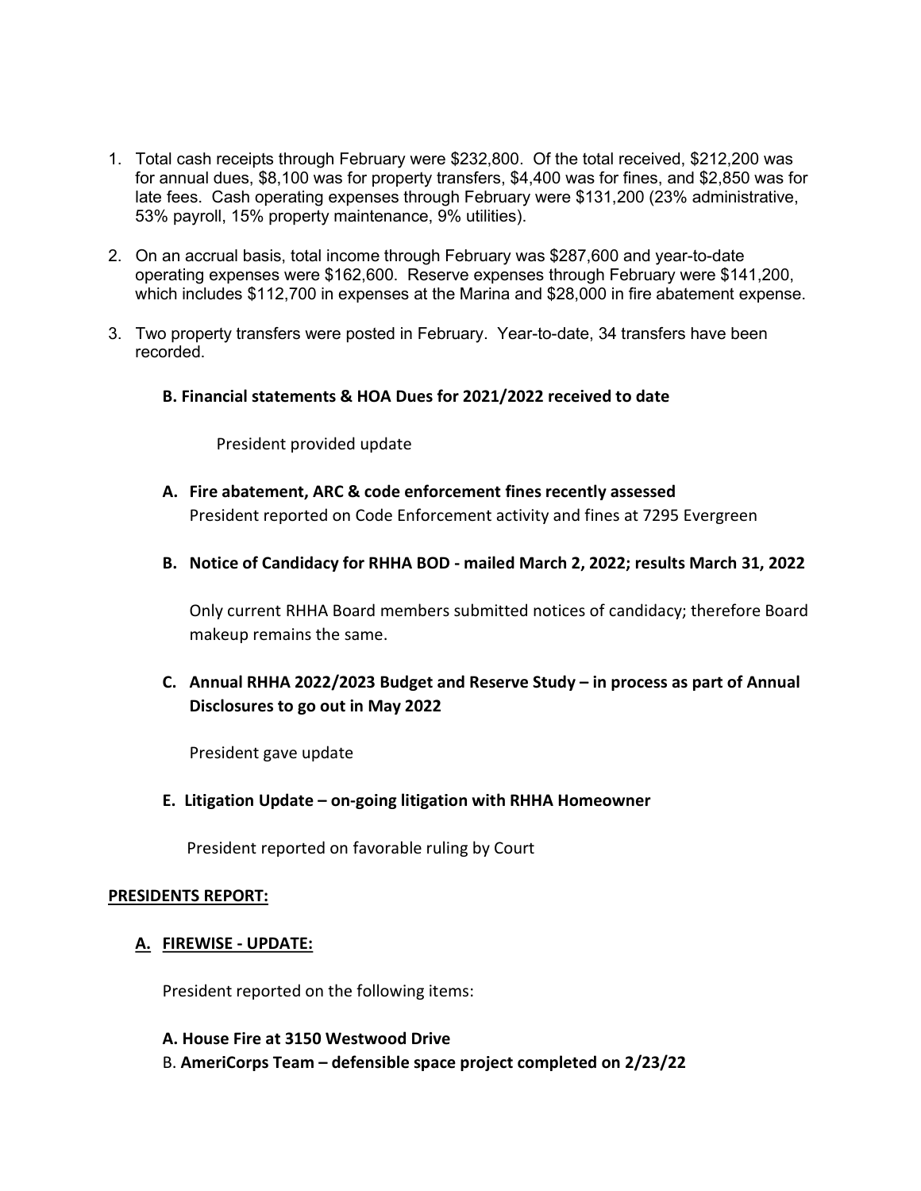1. Total cash receipts through February were $232,800. Of the total received, $212,200 was for annual dues, $8,100 was for property transfers, $4,400 was for fines, and $2,850 was for late fees. Cash operating expenses through February were $131,200 (23% administrative, 53% payroll, 15% property maintenance, 9% utilities).

2. On an accrual basis, total income through February was $287,600 and year-to-date operating expenses were $162,600. Reserve expenses through February were $141,200, which includes $112,700 in expenses at the Marina and $28,000 in fire abatement expense.

3. Two property transfers were posted in February. Year-to-date, 34 transfers have been recorded.

**B. Financial statements & HOA Dues for 2021/2022 received to date**

President provided update

**A. Fire abatement, ARC & code enforcement fines recently assessed**

President reported on Code Enforcement activity and fines at 7295 Evergreen

**B. Notice of Candidacy for RHHA BOD - mailed March 2, 2022; results March 31, 2022**

Only current RHHA Board members submitted notices of candidacy; therefore Board makeup remains the same.

**C. Annual RHHA 2022/2023 Budget and Reserve Study – in process as part of Annual Disclosures to go out in May 2022**

President gave update

**E. Litigation Update – on-going litigation with RHHA Homeowner**

President reported on favorable ruling by Court

**<u>PRESIDENTS REPORT:</u>**

**<u>A. FIREWISE - UPDATE:</u>**

President reported on the following items:

**A. House Fire at 3150 Westwood Drive**

B. **AmeriCorps Team – defensible space project completed on 2/23/22**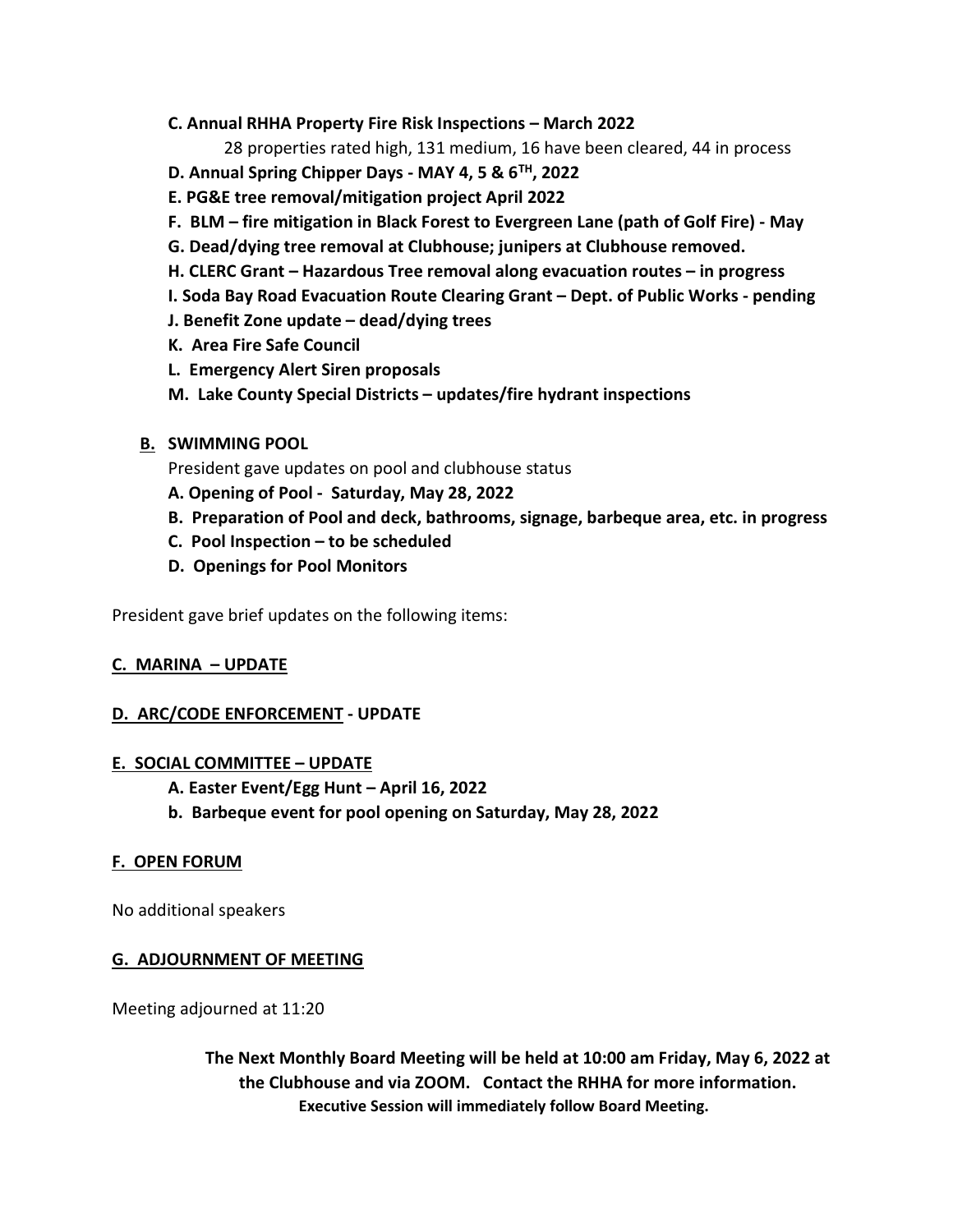**C. Annual RHHA Property Fire Risk Inspections – March 2022**

28 properties rated high, 131 medium, 16 have been cleared, 44 in process

**D. Annual Spring Chipper Days - MAY 4, 5 & 6TH, 2022**

**E. PG&E tree removal/mitigation project April 2022**

**F. BLM – fire mitigation in Black Forest to Evergreen Lane (path of Golf Fire) - May**

**G. Dead/dying tree removal at Clubhouse; junipers at Clubhouse removed.**

**H. CLERC Grant – Hazardous Tree removal along evacuation routes – in progress**

**I. Soda Bay Road Evacuation Route Clearing Grant – Dept. of Public Works - pending**

**J. Benefit Zone update – dead/dying trees**

**K. Area Fire Safe Council**

**L. Emergency Alert Siren proposals**

**M. Lake County Special Districts – updates/fire hydrant inspections**

**B. SWIMMING POOL**

President gave updates on pool and clubhouse status

**A. Opening of Pool - Saturday, May 28, 2022**

**B. Preparation of Pool and deck, bathrooms, signage, barbeque area, etc. in progress**

**C. Pool Inspection – to be scheduled**

**D. Openings for Pool Monitors**

President gave brief updates on the following items:

**C. MARINA – UPDATE**

**D. ARC/CODE ENFORCEMENT - UPDATE**

**E. SOCIAL COMMITTEE – UPDATE**

**A. Easter Event/Egg Hunt – April 16, 2022**

**b. Barbeque event for pool opening on Saturday, May 28, 2022**

**F. OPEN FORUM**

No additional speakers

**G. ADJOURNMENT OF MEETING**

Meeting adjourned at 11:20

**The Next Monthly Board Meeting will be held at 10:00 am Friday, May 6, 2022 at the Clubhouse and via ZOOM. Contact the RHHA for more information.**

**Executive Session will immediately follow Board Meeting.**